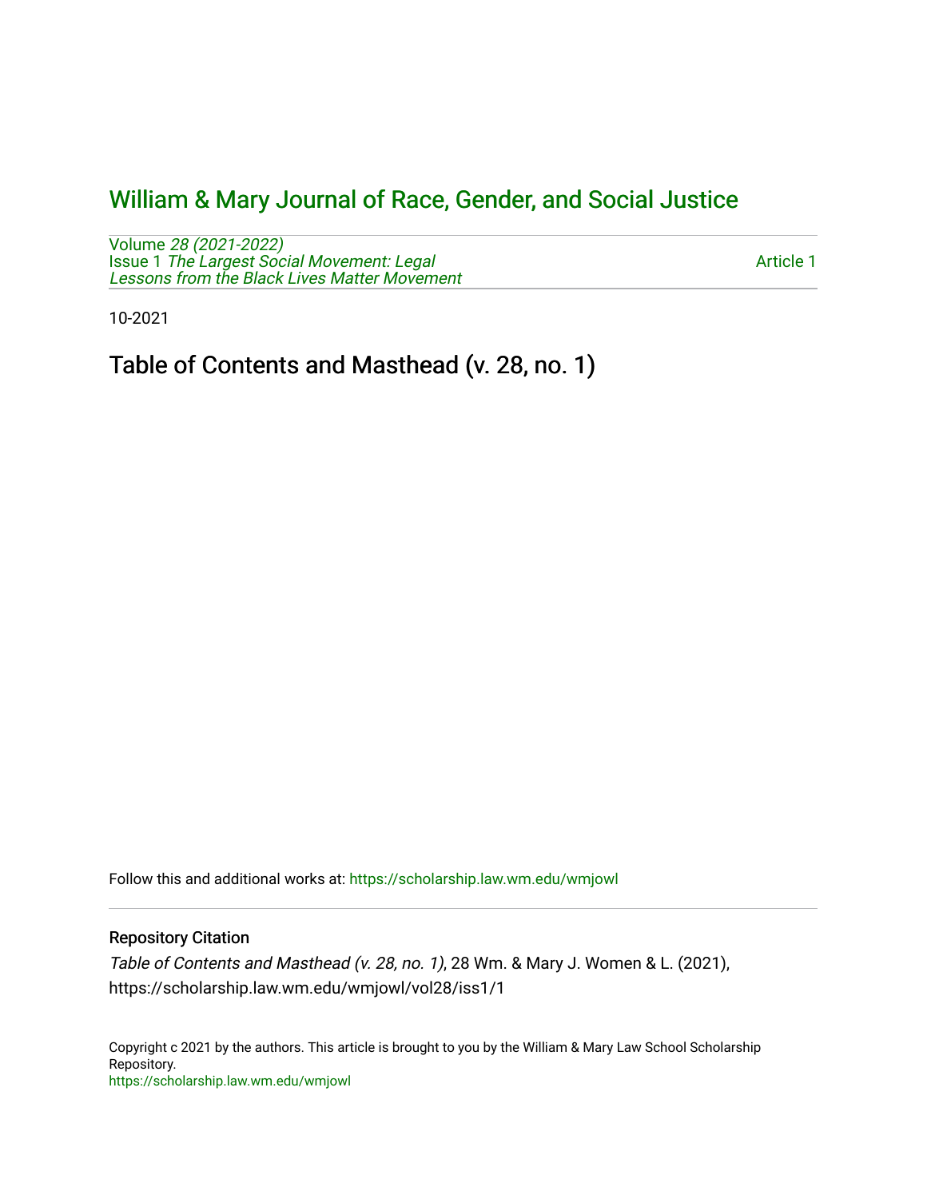# William & Mary Journal of Race, Gender, and Social Justice

Volume *28 (2021-2022)*
Issue 1 *The Largest Social Movement: Legal Lessons from the Black Lives Matter Movement*

Article 1

10-2021

## Table of Contents and Masthead (v. 28, no. 1)

Follow this and additional works at: https://scholarship.law.wm.edu/wmjowl

### Repository Citation

*Table of Contents and Masthead (v. 28, no. 1)*, 28 Wm. & Mary J. Women & L. (2021), https://scholarship.law.wm.edu/wmjowl/vol28/iss1/1

Copyright c 2021 by the authors. This article is brought to you by the William & Mary Law School Scholarship Repository.
https://scholarship.law.wm.edu/wmjowl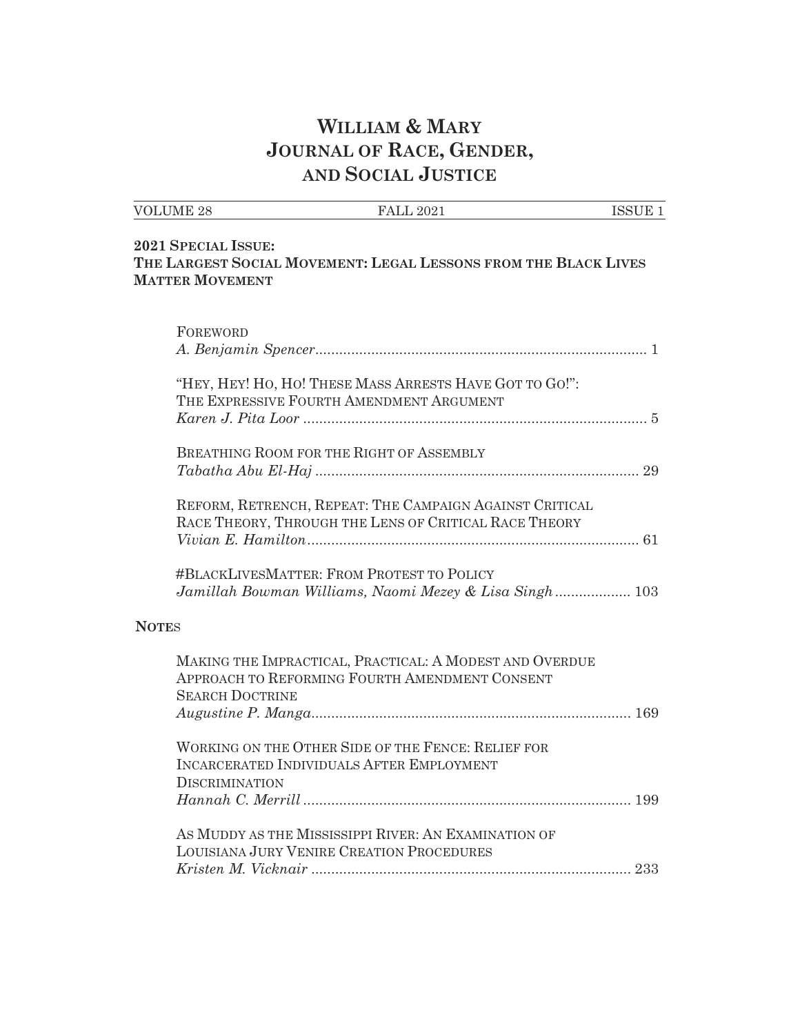# WILLIAM & MARY JOURNAL OF RACE, GENDER, AND SOCIAL JUSTICE

| VOLUME 28 | FALL 2021 | ISSUE 1 |
|---|---|---|

**2021 SPECIAL ISSUE:**
**THE LARGEST SOCIAL MOVEMENT: LEGAL LESSONS FROM THE BLACK LIVES MATTER MOVEMENT**

FOREWORD
*A. Benjamin Spencer* .................... 1

"HEY, HEY! HO, HO! THESE MASS ARRESTS HAVE GOT TO GO!": THE EXPRESSIVE FOURTH AMENDMENT ARGUMENT
*Karen J. Pita Loor* .................... 5

BREATHING ROOM FOR THE RIGHT OF ASSEMBLY
*Tabatha Abu El-Haj* .................... 29

REFORM, RETRENCH, REPEAT: THE CAMPAIGN AGAINST CRITICAL RACE THEORY, THROUGH THE LENS OF CRITICAL RACE THEORY
*Vivian E. Hamilton* .................... 61

#BLACKLIVESMATTER: FROM PROTEST TO POLICY
*Jamillah Bowman Williams, Naomi Mezey & Lisa Singh* .................... 103

**NOTES**

MAKING THE IMPRACTICAL, PRACTICAL: A MODEST AND OVERDUE APPROACH TO REFORMING FOURTH AMENDMENT CONSENT SEARCH DOCTRINE
*Augustine P. Manga* .................... 169

WORKING ON THE OTHER SIDE OF THE FENCE: RELIEF FOR INCARCERATED INDIVIDUALS AFTER EMPLOYMENT DISCRIMINATION
*Hannah C. Merrill* .................... 199

AS MUDDY AS THE MISSISSIPPI RIVER: AN EXAMINATION OF LOUISIANA JURY VENIRE CREATION PROCEDURES
*Kristen M. Vicknair* .................... 233